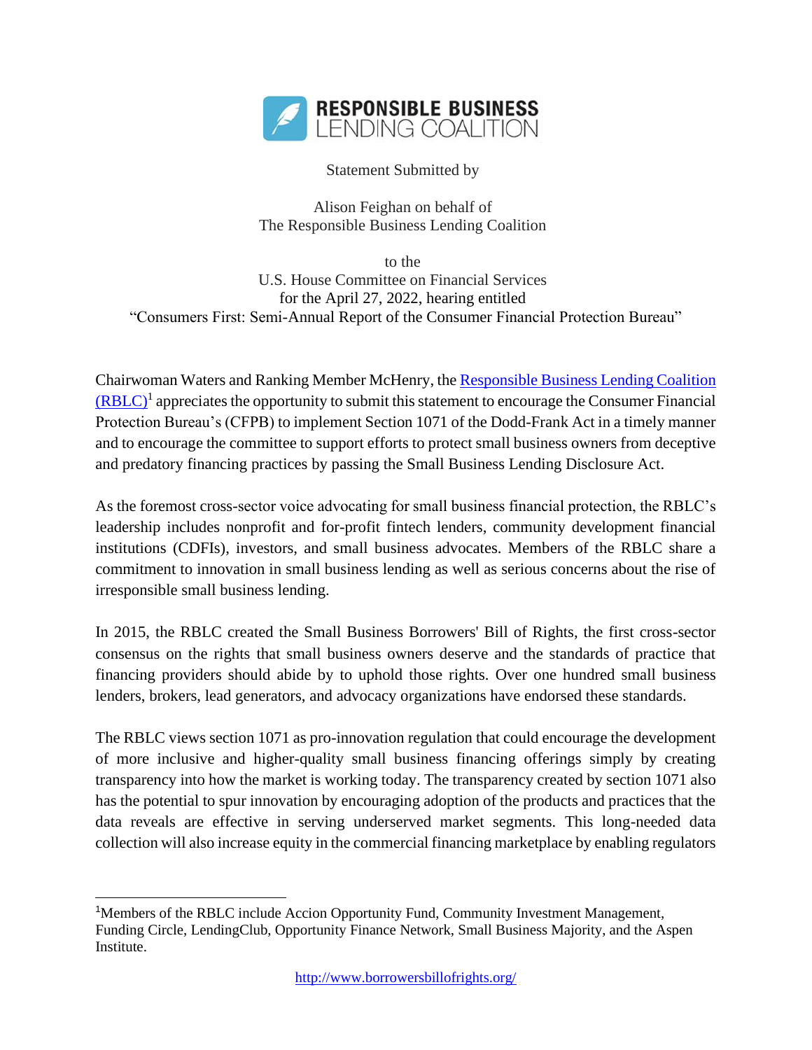**RESPONSIBLE BUSINESS LENDING COALITION**

Statement Submitted by

Alison Feighan on behalf of
The Responsible Business Lending Coalition

to the
U.S. House Committee on Financial Services
for the April 27, 2022, hearing entitled
"Consumers First: Semi-Annual Report of the Consumer Financial Protection Bureau"

Chairwoman Waters and Ranking Member McHenry, the Responsible Business Lending Coalition (RBLC)[1] appreciates the opportunity to submit this statement to encourage the Consumer Financial Protection Bureau's (CFPB) to implement Section 1071 of the Dodd-Frank Act in a timely manner and to encourage the committee to support efforts to protect small business owners from deceptive and predatory financing practices by passing the Small Business Lending Disclosure Act.

As the foremost cross-sector voice advocating for small business financial protection, the RBLC's leadership includes nonprofit and for-profit fintech lenders, community development financial institutions (CDFIs), investors, and small business advocates. Members of the RBLC share a commitment to innovation in small business lending as well as serious concerns about the rise of irresponsible small business lending.

In 2015, the RBLC created the Small Business Borrowers' Bill of Rights, the first cross-sector consensus on the rights that small business owners deserve and the standards of practice that financing providers should abide by to uphold those rights. Over one hundred small business lenders, brokers, lead generators, and advocacy organizations have endorsed these standards.

The RBLC views section 1071 as pro-innovation regulation that could encourage the development of more inclusive and higher-quality small business financing offerings simply by creating transparency into how the market is working today. The transparency created by section 1071 also has the potential to spur innovation by encouraging adoption of the products and practices that the data reveals are effective in serving underserved market segments. This long-needed data collection will also increase equity in the commercial financing marketplace by enabling regulators

[1] Members of the RBLC include Accion Opportunity Fund, Community Investment Management, Funding Circle, LendingClub, Opportunity Finance Network, Small Business Majority, and the Aspen Institute.

http://www.borrowersbillofrights.org/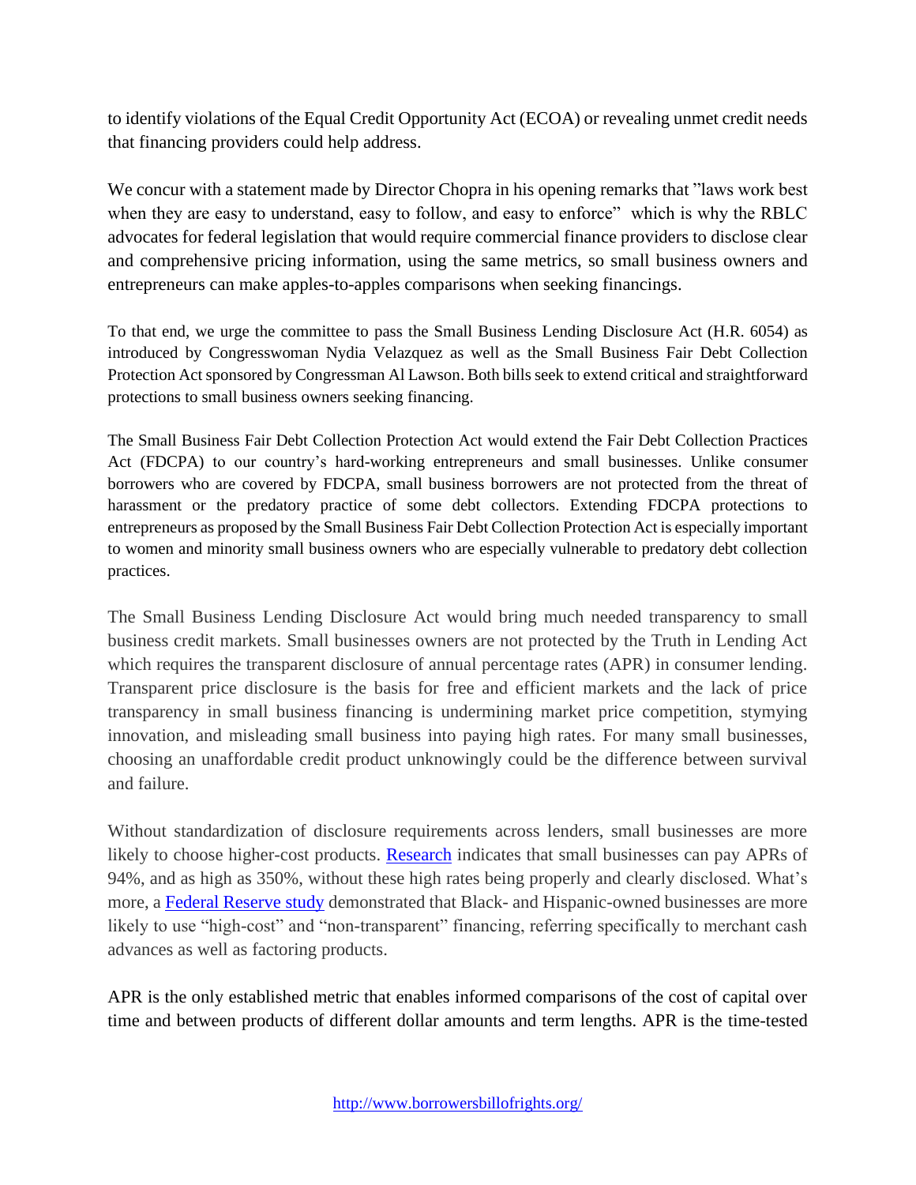to identify violations of the Equal Credit Opportunity Act (ECOA) or revealing unmet credit needs that financing providers could help address.

We concur with a statement made by Director Chopra in his opening remarks that "laws work best when they are easy to understand, easy to follow, and easy to enforce" which is why the RBLC advocates for federal legislation that would require commercial finance providers to disclose clear and comprehensive pricing information, using the same metrics, so small business owners and entrepreneurs can make apples-to-apples comparisons when seeking financings.

To that end, we urge the committee to pass the Small Business Lending Disclosure Act (H.R. 6054) as introduced by Congresswoman Nydia Velazquez as well as the Small Business Fair Debt Collection Protection Act sponsored by Congressman Al Lawson. Both bills seek to extend critical and straightforward protections to small business owners seeking financing.

The Small Business Fair Debt Collection Protection Act would extend the Fair Debt Collection Practices Act (FDCPA) to our country's hard-working entrepreneurs and small businesses. Unlike consumer borrowers who are covered by FDCPA, small business borrowers are not protected from the threat of harassment or the predatory practice of some debt collectors. Extending FDCPA protections to entrepreneurs as proposed by the Small Business Fair Debt Collection Protection Act is especially important to women and minority small business owners who are especially vulnerable to predatory debt collection practices.

The Small Business Lending Disclosure Act would bring much needed transparency to small business credit markets. Small businesses owners are not protected by the Truth in Lending Act which requires the transparent disclosure of annual percentage rates (APR) in consumer lending. Transparent price disclosure is the basis for free and efficient markets and the lack of price transparency in small business financing is undermining market price competition, stymying innovation, and misleading small business into paying high rates. For many small businesses, choosing an unaffordable credit product unknowingly could be the difference between survival and failure.

Without standardization of disclosure requirements across lenders, small businesses are more likely to choose higher-cost products. [Research] indicates that small businesses can pay APRs of 94%, and as high as 350%, without these high rates being properly and clearly disclosed. What's more, a [Federal Reserve study] demonstrated that Black- and Hispanic-owned businesses are more likely to use "high-cost" and "non-transparent" financing, referring specifically to merchant cash advances as well as factoring products.

APR is the only established metric that enables informed comparisons of the cost of capital over time and between products of different dollar amounts and term lengths. APR is the time-tested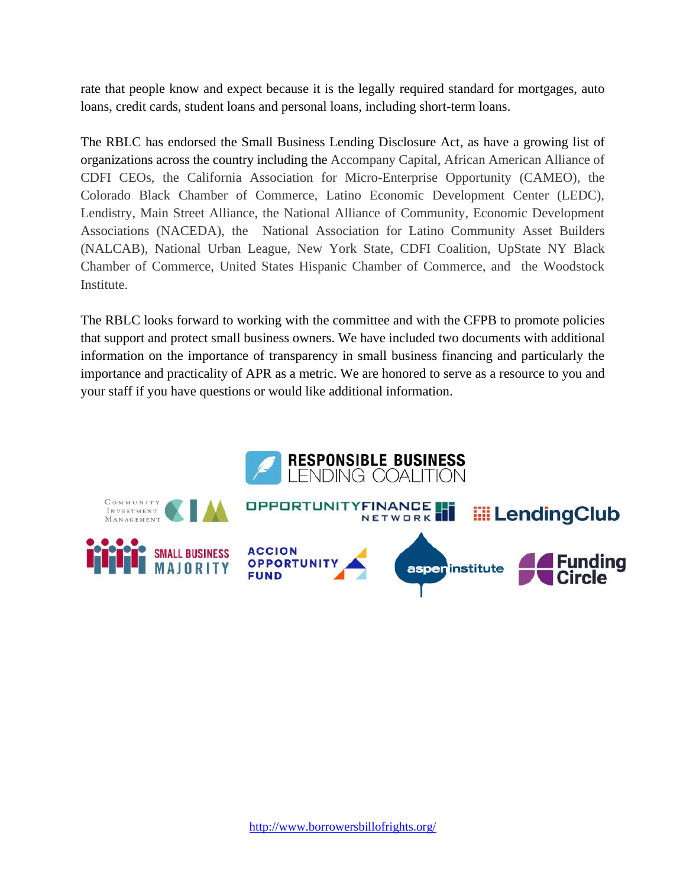rate that people know and expect because it is the legally required standard for mortgages, auto loans, credit cards, student loans and personal loans, including short-term loans.

The RBLC has endorsed the Small Business Lending Disclosure Act, as have a growing list of organizations across the country including the Accompany Capital, African American Alliance of CDFI CEOs, the California Association for Micro-Enterprise Opportunity (CAMEO), the Colorado Black Chamber of Commerce, Latino Economic Development Center (LEDC), Lendistry, Main Street Alliance, the National Alliance of Community, Economic Development Associations (NACEDA), the National Association for Latino Community Asset Builders (NALCAB), National Urban League, New York State, CDFI Coalition, UpState NY Black Chamber of Commerce, United States Hispanic Chamber of Commerce, and the Woodstock Institute.

The RBLC looks forward to working with the committee and with the CFPB to promote policies that support and protect small business owners. We have included two documents with additional information on the importance of transparency in small business financing and particularly the importance and practicality of APR as a metric. We are honored to serve as a resource to you and your staff if you have questions or would like additional information.

RESPONSIBLE BUSINESS LENDING COALITION

Community Investment Management | Opportunity Finance Network | LendingClub | Small Business Majority | Accion Opportunity Fund | aspen institute | Funding Circle

http://www.borrowersbillofrights.org/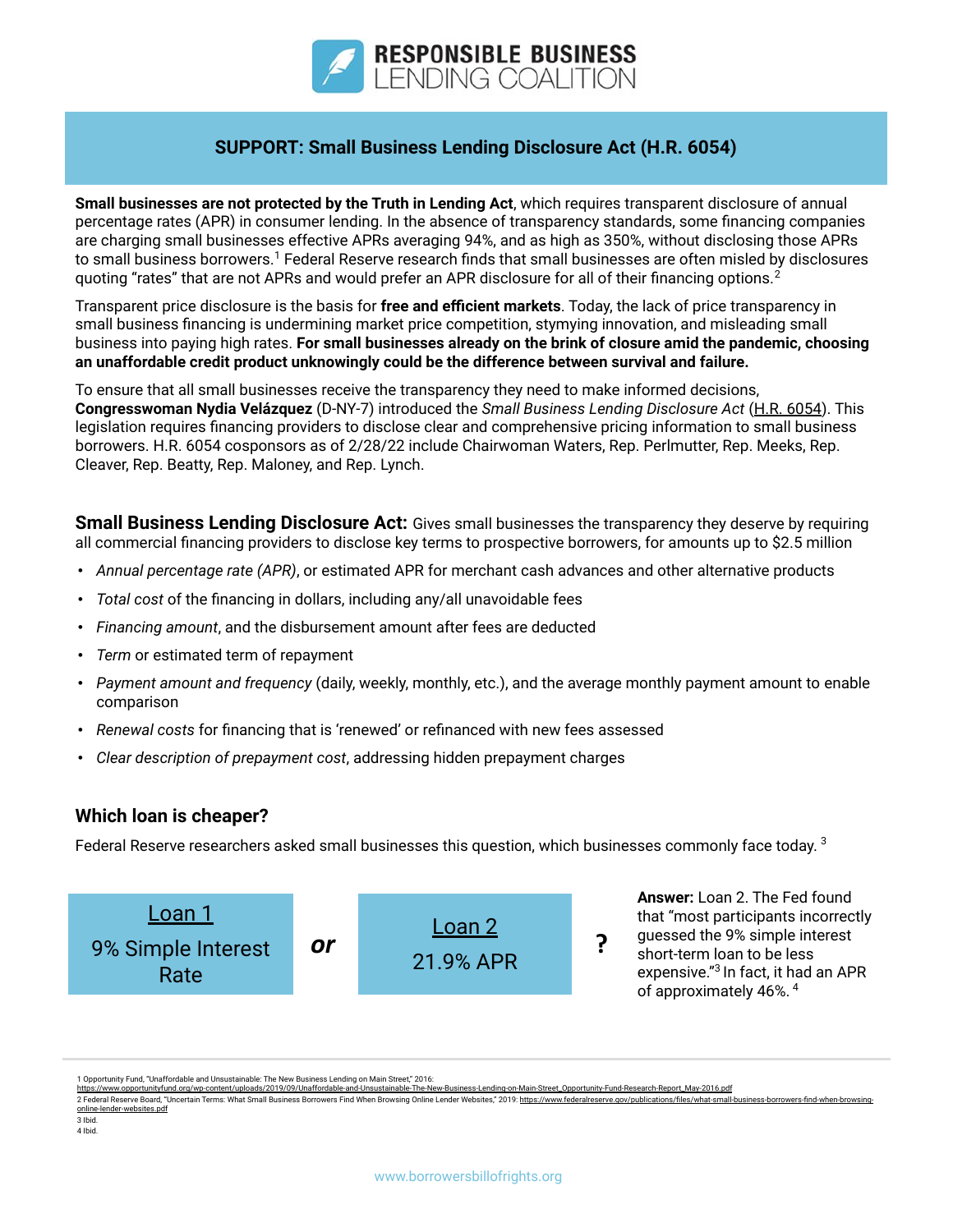**RESPONSIBLE BUSINESS LENDING COALITION**

## SUPPORT: Small Business Lending Disclosure Act (H.R. 6054)

**Small businesses are not protected by the Truth in Lending Act**, which requires transparent disclosure of annual percentage rates (APR) in consumer lending. In the absence of transparency standards, some financing companies are charging small businesses effective APRs averaging 94%, and as high as 350%, without disclosing those APRs to small business borrowers.[1] Federal Reserve research finds that small businesses are often misled by disclosures quoting "rates" that are not APRs and would prefer an APR disclosure for all of their financing options.[2]

Transparent price disclosure is the basis for **free and efficient markets**. Today, the lack of price transparency in small business financing is undermining market price competition, stymying innovation, and misleading small business into paying high rates. **For small businesses already on the brink of closure amid the pandemic, choosing an unaffordable credit product unknowingly could be the difference between survival and failure.**

To ensure that all small businesses receive the transparency they need to make informed decisions, **Congresswoman Nydia Velázquez** (D-NY-7) introduced the *Small Business Lending Disclosure Act* (H.R. 6054). This legislation requires financing providers to disclose clear and comprehensive pricing information to small business borrowers. H.R. 6054 cosponsors as of 2/28/22 include Chairwoman Waters, Rep. Perlmutter, Rep. Meeks, Rep. Cleaver, Rep. Beatty, Rep. Maloney, and Rep. Lynch.

**Small Business Lending Disclosure Act:** Gives small businesses the transparency they deserve by requiring all commercial financing providers to disclose key terms to prospective borrowers, for amounts up to $2.5 million

- *Annual percentage rate (APR)*, or estimated APR for merchant cash advances and other alternative products
- *Total cost* of the financing in dollars, including any/all unavoidable fees
- *Financing amount*, and the disbursement amount after fees are deducted
- *Term* or estimated term of repayment
- *Payment amount and frequency* (daily, weekly, monthly, etc.), and the average monthly payment amount to enable comparison
- *Renewal costs* for financing that is 'renewed' or refinanced with new fees assessed
- *Clear description of prepayment cost*, addressing hidden prepayment charges

### Which loan is cheaper?

Federal Reserve researchers asked small businesses this question, which businesses commonly face today.[3]

| Loan 1 | | Loan 2 | |
|---|---|---|---|
| 9% Simple Interest Rate | or | 21.9% APR | ? |

**Answer:** Loan 2. The Fed found that "most participants incorrectly guessed the 9% simple interest short-term loan to be less expensive."[3] In fact, it had an APR of approximately 46%.[4]

---

1 Opportunity Fund, "Unaffordable and Unsustainable: The New Business Lending on Main Street," 2016: https://www.opportunityfund.org/wp-content/uploads/2019/09/Unaffordable-and-Unsustainable-The-New-Business-Lending-on-Main-Street_Opportunity-Fund-Research-Report_May-2016.pdf
2 Federal Reserve Board, "Uncertain Terms: What Small Business Borrowers Find When Browsing Online Lender Websites," 2019: https://www.federalreserve.gov/publications/files/what-small-business-borrowers-find-when-browsing-online-lender-websites.pdf
3 Ibid.
4 Ibid.

www.borrowersbillofrights.org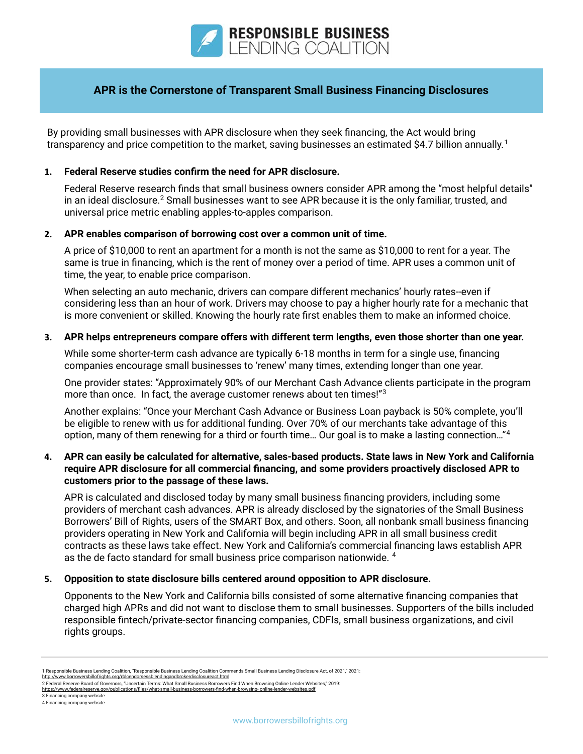RESPONSIBLE BUSINESS LENDING COALITION

## APR is the Cornerstone of Transparent Small Business Financing Disclosures

By providing small businesses with APR disclosure when they seek financing, the Act would bring transparency and price competition to the market, saving businesses an estimated $4.7 billion annually.[1]

1. **Federal Reserve studies confirm the need for APR disclosure.**

   Federal Reserve research finds that small business owners consider APR among the "most helpful details" in an ideal disclosure.[2] Small businesses want to see APR because it is the only familiar, trusted, and universal price metric enabling apples-to-apples comparison.

2. **APR enables comparison of borrowing cost over a common unit of time.**

   A price of $10,000 to rent an apartment for a month is not the same as $10,000 to rent for a year. The same is true in financing, which is the rent of money over a period of time. APR uses a common unit of time, the year, to enable price comparison.

   When selecting an auto mechanic, drivers can compare different mechanics' hourly rates--even if considering less than an hour of work. Drivers may choose to pay a higher hourly rate for a mechanic that is more convenient or skilled. Knowing the hourly rate first enables them to make an informed choice.

3. **APR helps entrepreneurs compare offers with different term lengths, even those shorter than one year.**

   While some shorter-term cash advance are typically 6-18 months in term for a single use, financing companies encourage small businesses to 'renew' many times, extending longer than one year.

   One provider states: "Approximately 90% of our Merchant Cash Advance clients participate in the program more than once. In fact, the average customer renews about ten times!"[3]

   Another explains: "Once your Merchant Cash Advance or Business Loan payback is 50% complete, you'll be eligible to renew with us for additional funding. Over 70% of our merchants take advantage of this option, many of them renewing for a third or fourth time… Our goal is to make a lasting connection…"[4]

4. **APR can easily be calculated for alternative, sales-based products. State laws in New York and California require APR disclosure for all commercial financing, and some providers proactively disclosed APR to customers prior to the passage of these laws.**

   APR is calculated and disclosed today by many small business financing providers, including some providers of merchant cash advances. APR is already disclosed by the signatories of the Small Business Borrowers' Bill of Rights, users of the SMART Box, and others. Soon, all nonbank small business financing providers operating in New York and California will begin including APR in all small business credit contracts as these laws take effect. New York and California's commercial financing laws establish APR as the de facto standard for small business price comparison nationwide.[4]

5. **Opposition to state disclosure bills centered around opposition to APR disclosure.**

   Opponents to the New York and California bills consisted of some alternative financing companies that charged high APRs and did not want to disclose them to small businesses. Supporters of the bills included responsible fintech/private-sector financing companies, CDFIs, small business organizations, and civil rights groups.

---

1 Responsible Business Lending Coalition, "Responsible Business Lending Coalition Commends Small Business Lending Disclosure Act, of 2021," 2021: http://www.borrowersbillofrights.org/rblcendorsessblendingandbrokerdisclosureact.html
2 Federal Reserve Board of Governors, "Uncertain Terms: What Small Business Borrowers Find When Browsing Online Lender Websites," 2019: https://www.federalreserve.gov/publications/files/what-small-business-borrowers-find-when-browsing-online-lender-websites.pdf
3 Financing company website
4 Financing company website

www.borrowersbillofrights.org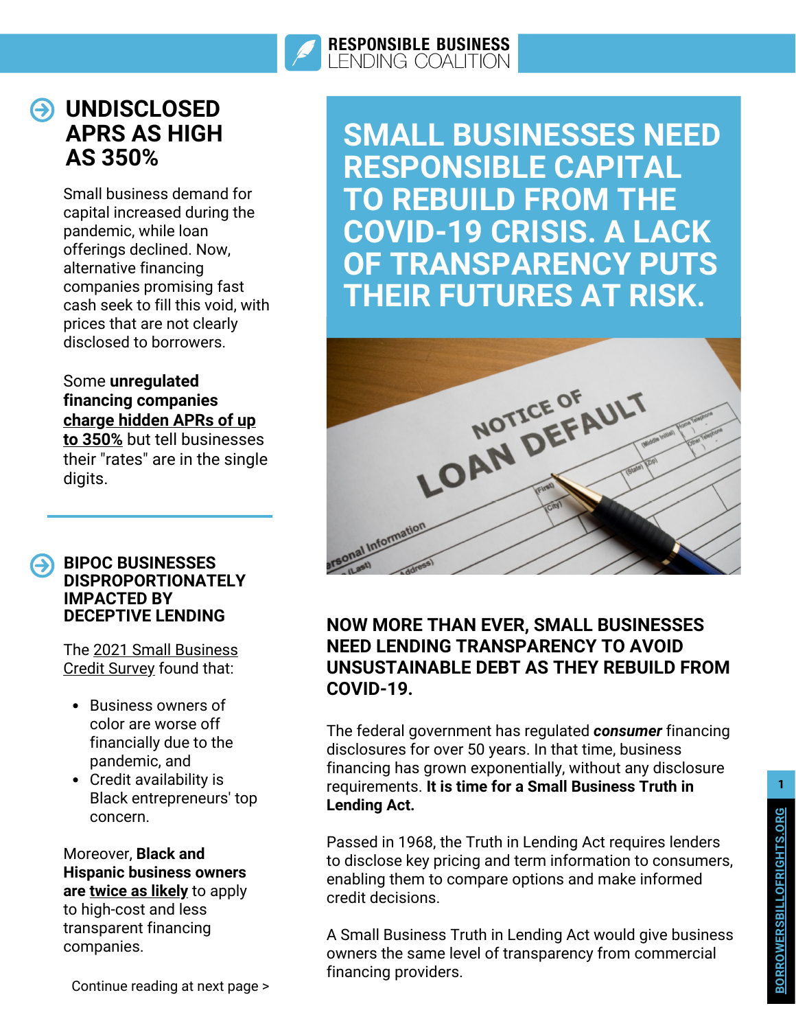# SMALL BUSINESSES NEED RESPONSIBLE CAPITAL TO REBUILD FROM THE COVID-19 CRISIS. A LACK OF TRANSPARENCY PUTS THEIR FUTURES AT RISK.

## UNDISCLOSED APRS AS HIGH AS 350%

Small business demand for capital increased during the pandemic, while loan offerings declined. Now, alternative financing companies promising fast cash seek to fill this void, with prices that are not clearly disclosed to borrowers.

Some **unregulated financing companies** **charge hidden APRs of up to 350%** but tell businesses their "rates" are in the single digits.

## BIPOC BUSINESSES DISPROPORTIONATELY IMPACTED BY DECEPTIVE LENDING

The 2021 Small Business Credit Survey found that:

- Business owners of color are worse off financially due to the pandemic, and
- Credit availability is Black entrepreneurs' top concern.

Moreover, **Black and Hispanic business owners are twice as likely** to apply to high-cost and less transparent financing companies.

Continue reading at next page >

## NOW MORE THAN EVER, SMALL BUSINESSES NEED LENDING TRANSPARENCY TO AVOID UNSUSTAINABLE DEBT AS THEY REBUILD FROM COVID-19.

The federal government has regulated ***consumer*** financing disclosures for over 50 years. In that time, business financing has grown exponentially, without any disclosure requirements. **It is time for a Small Business Truth in Lending Act.**

Passed in 1968, the Truth in Lending Act requires lenders to disclose key pricing and term information to consumers, enabling them to compare options and make informed credit decisions.

A Small Business Truth in Lending Act would give business owners the same level of transparency from commercial financing providers.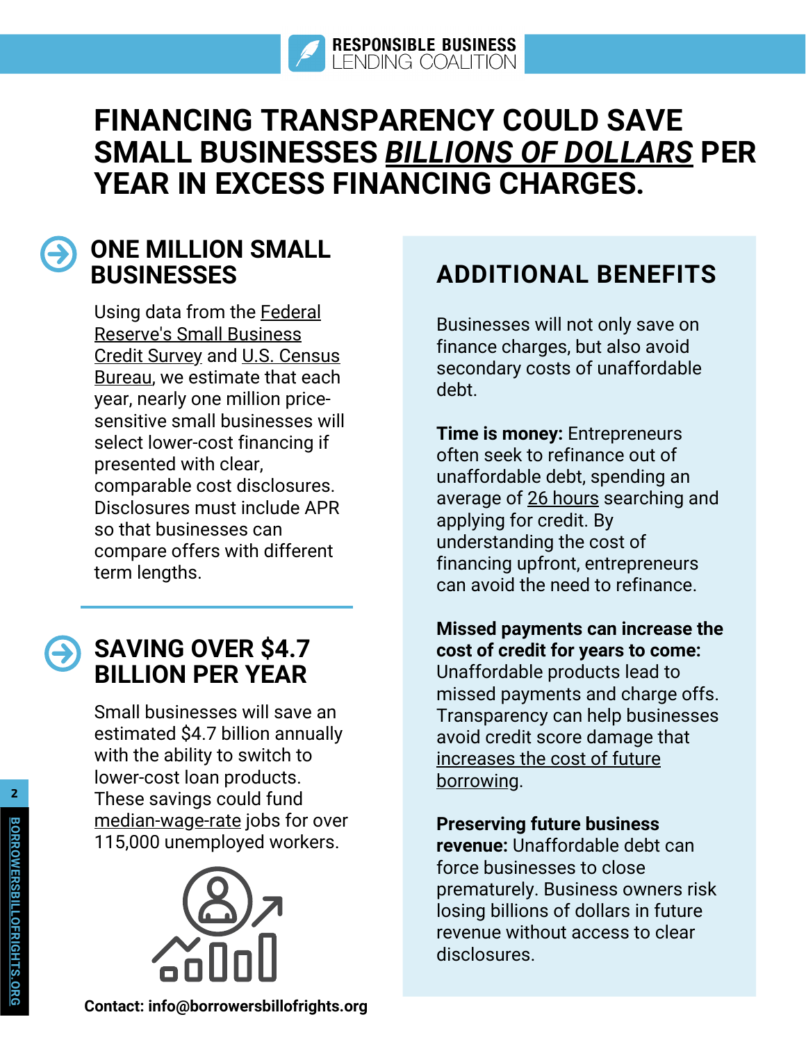RESPONSIBLE BUSINESS LENDING COALITION

# FINANCING TRANSPARENCY COULD SAVE SMALL BUSINESSES *BILLIONS OF DOLLARS* PER YEAR IN EXCESS FINANCING CHARGES.

## ONE MILLION SMALL BUSINESSES

Using data from the Federal Reserve's Small Business Credit Survey and U.S. Census Bureau, we estimate that each year, nearly one million price-sensitive small businesses will select lower-cost financing if presented with clear, comparable cost disclosures. Disclosures must include APR so that businesses can compare offers with different term lengths.

## SAVING OVER $4.7 BILLION PER YEAR

Small businesses will save an estimated $4.7 billion annually with the ability to switch to lower-cost loan products. These savings could fund median-wage-rate jobs for over 115,000 unemployed workers.

## ADDITIONAL BENEFITS

Businesses will not only save on finance charges, but also avoid secondary costs of unaffordable debt.

**Time is money:** Entrepreneurs often seek to refinance out of unaffordable debt, spending an average of 26 hours searching and applying for credit. By understanding the cost of financing upfront, entrepreneurs can avoid the need to refinance.

**Missed payments can increase the cost of credit for years to come:** Unaffordable products lead to missed payments and charge offs. Transparency can help businesses avoid credit score damage that increases the cost of future borrowing.

**Preserving future business revenue:** Unaffordable debt can force businesses to close prematurely. Business owners risk losing billions of dollars in future revenue without access to clear disclosures.

Contact: info@borrowersbillofrights.org

BORROWERSBILLOFRIGHTS.ORG